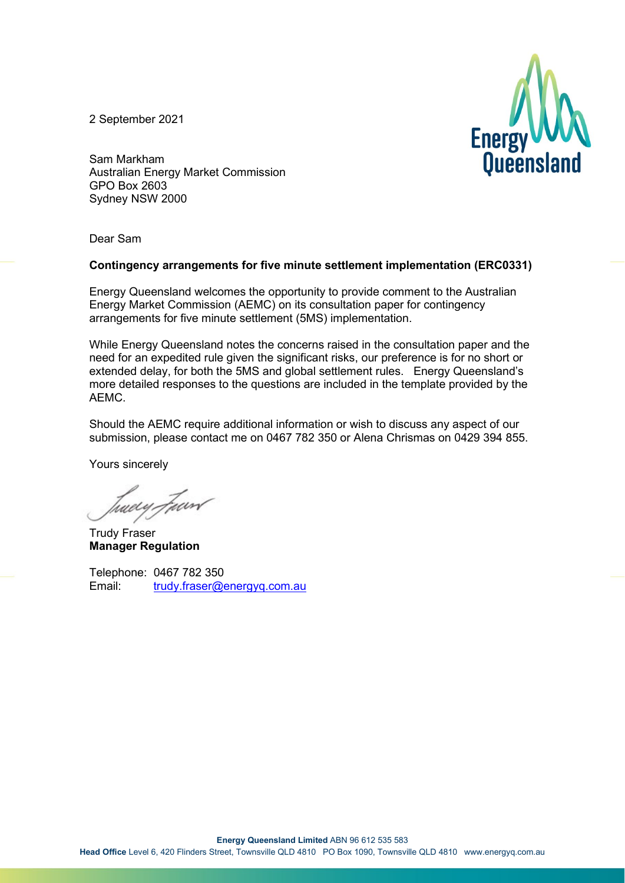2 September 2021

Sam Markham
Australian Energy Market Commission
GPO Box 2603
Sydney NSW 2000

Dear Sam

**Contingency arrangements for five minute settlement implementation (ERC0331)**

Energy Queensland welcomes the opportunity to provide comment to the Australian Energy Market Commission (AEMC) on its consultation paper for contingency arrangements for five minute settlement (5MS) implementation.

While Energy Queensland notes the concerns raised in the consultation paper and the need for an expedited rule given the significant risks, our preference is for no short or extended delay, for both the 5MS and global settlement rules. Energy Queensland's more detailed responses to the questions are included in the template provided by the AEMC.

Should the AEMC require additional information or wish to discuss any aspect of our submission, please contact me on 0467 782 350 or Alena Chrismas on 0429 394 855.

Yours sincerely

Trudy Fraser
**Manager Regulation**

Telephone: 0467 782 350
Email: trudy.fraser@energyq.com.au

**Energy Queensland Limited** ABN 96 612 535 583
**Head Office** Level 6, 420 Flinders Street, Townsville QLD 4810 PO Box 1090, Townsville QLD 4810 www.energyq.com.au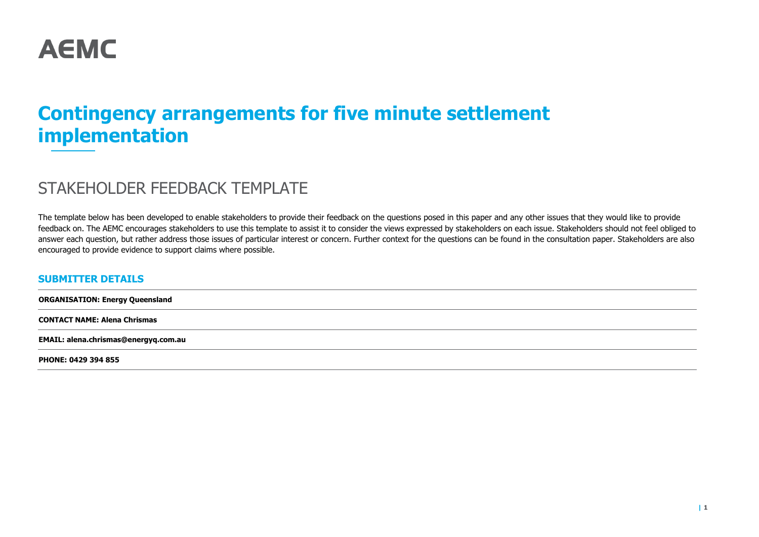# AEMC

# Contingency arrangements for five minute settlement implementation

## STAKEHOLDER FEEDBACK TEMPLATE

The template below has been developed to enable stakeholders to provide their feedback on the questions posed in this paper and any other issues that they would like to provide feedback on. The AEMC encourages stakeholders to use this template to assist it to consider the views expressed by stakeholders on each issue. Stakeholders should not feel obliged to answer each question, but rather address those issues of particular interest or concern. Further context for the questions can be found in the consultation paper. Stakeholders are also encouraged to provide evidence to support claims where possible.

### SUBMITTER DETAILS

**ORGANISATION: Energy Queensland**

**CONTACT NAME: Alena Chrismas**

**EMAIL: alena.chrismas@energyq.com.au**

**PHONE: 0429 394 855**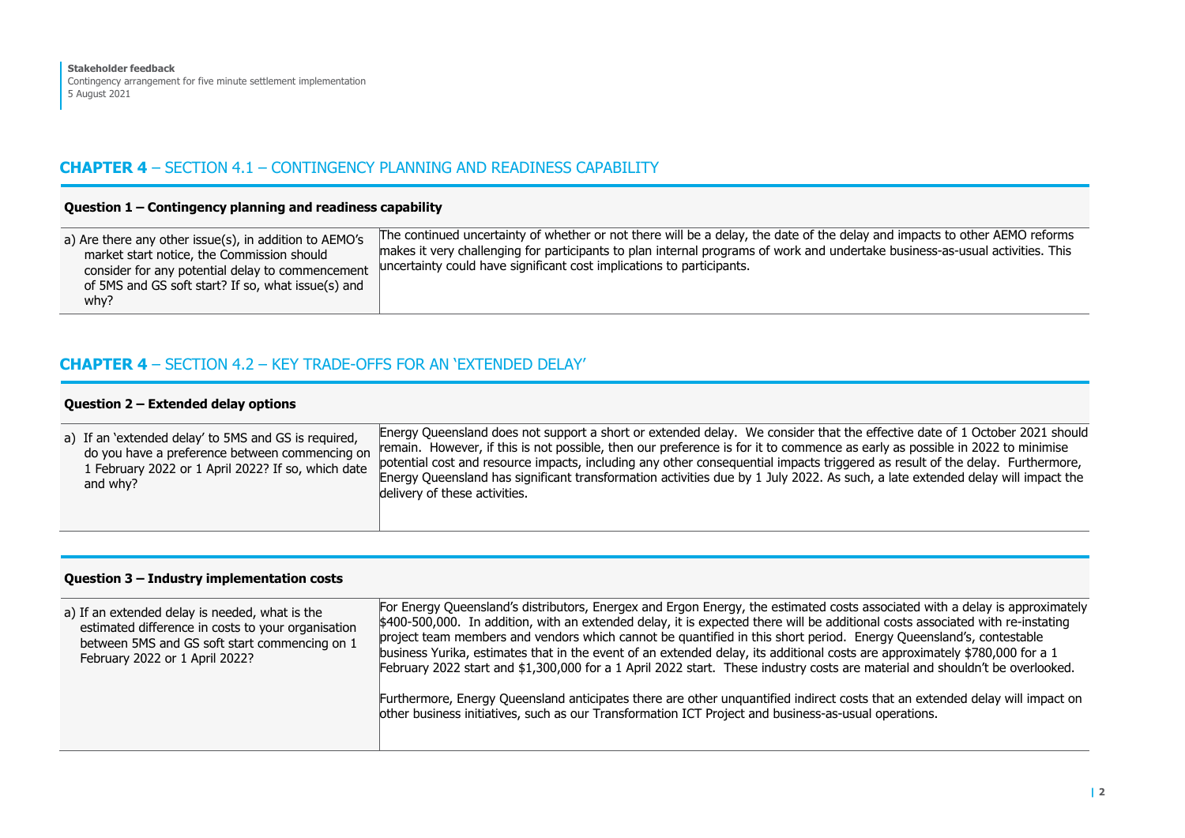## CHAPTER 4 – SECTION 4.1 – CONTINGENCY PLANNING AND READINESS CAPABILITY

| Question 1 – Contingency planning and readiness capability | |
|---|---|
| a) Are there any other issue(s), in addition to AEMO's market start notice, the Commission should consider for any potential delay to commencement of 5MS and GS soft start? If so, what issue(s) and why? | The continued uncertainty of whether or not there will be a delay, the date of the delay and impacts to other AEMO reforms makes it very challenging for participants to plan internal programs of work and undertake business-as-usual activities. This uncertainty could have significant cost implications to participants. |

## CHAPTER 4 – SECTION 4.2 – KEY TRADE-OFFS FOR AN 'EXTENDED DELAY'

| Question 2 – Extended delay options | |
|---|---|
| a) If an 'extended delay' to 5MS and GS is required, do you have a preference between commencing on 1 February 2022 or 1 April 2022? If so, which date and why? | Energy Queensland does not support a short or extended delay. We consider that the effective date of 1 October 2021 should remain. However, if this is not possible, then our preference is for it to commence as early as possible in 2022 to minimise potential cost and resource impacts, including any other consequential impacts triggered as result of the delay. Furthermore, Energy Queensland has significant transformation activities due by 1 July 2022. As such, a late extended delay will impact the delivery of these activities. |

| Question 3 – Industry implementation costs | |
|---|---|
| a) If an extended delay is needed, what is the estimated difference in costs to your organisation between 5MS and GS soft start commencing on 1 February 2022 or 1 April 2022? | For Energy Queensland's distributors, Energex and Ergon Energy, the estimated costs associated with a delay is approximately $400-500,000. In addition, with an extended delay, it is expected there will be additional costs associated with re-instating project team members and vendors which cannot be quantified in this short period. Energy Queensland's, contestable business Yurika, estimates that in the event of an extended delay, its additional costs are approximately $780,000 for a 1 February 2022 start and $1,300,000 for a 1 April 2022 start. These industry costs are material and shouldn't be overlooked.<br><br>Furthermore, Energy Queensland anticipates there are other unquantified indirect costs that an extended delay will impact on other business initiatives, such as our Transformation ICT Project and business-as-usual operations. |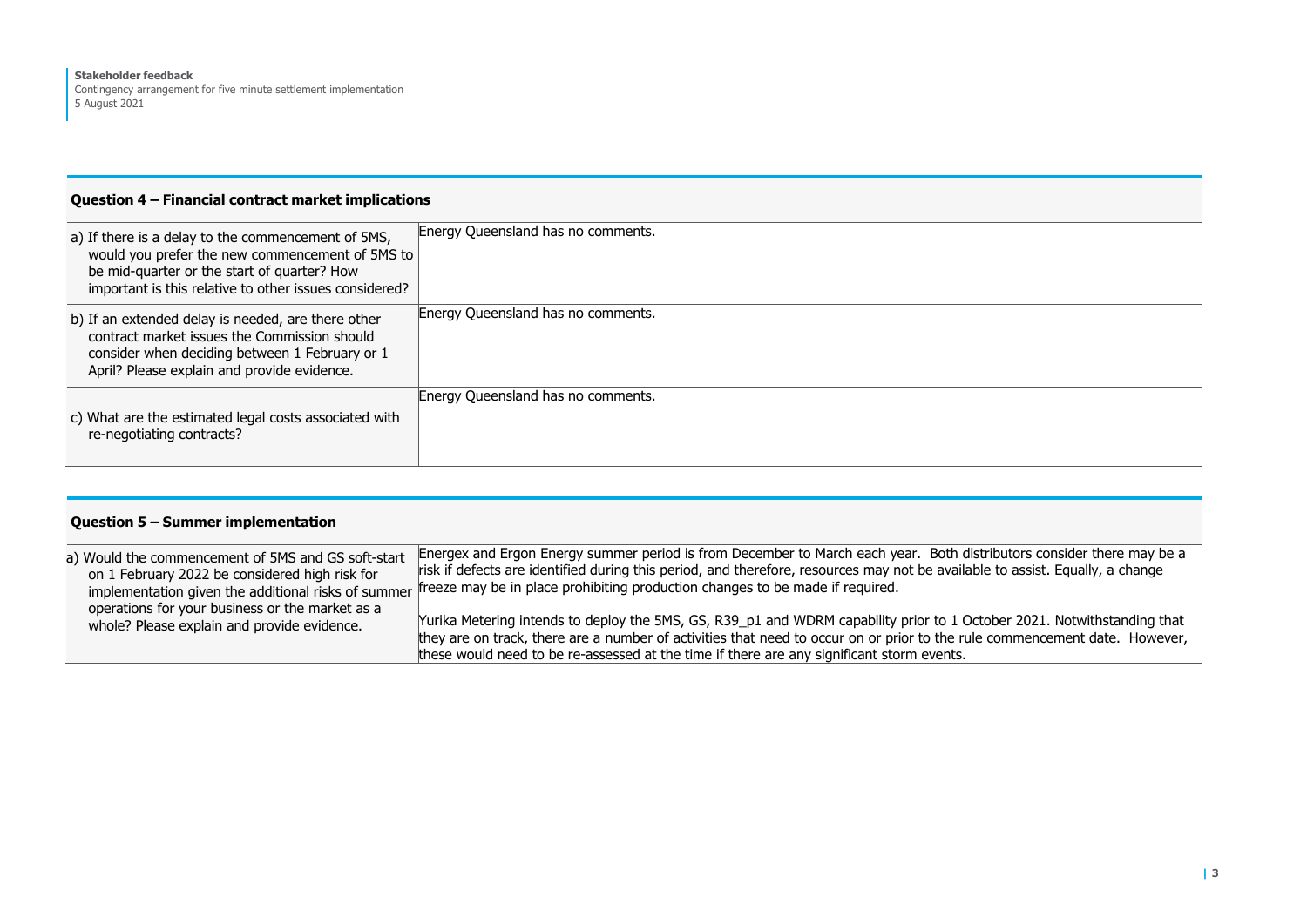## Question 4 – Financial contract market implications

| | |
|---|---|
| a) If there is a delay to the commencement of 5MS, would you prefer the new commencement of 5MS to be mid-quarter or the start of quarter? How important is this relative to other issues considered? | Energy Queensland has no comments. |
| b) If an extended delay is needed, are there other contract market issues the Commission should consider when deciding between 1 February or 1 April? Please explain and provide evidence. | Energy Queensland has no comments. |
| c) What are the estimated legal costs associated with re-negotiating contracts? | Energy Queensland has no comments. |

## Question 5 – Summer implementation

| | |
|---|---|
| a) Would the commencement of 5MS and GS soft-start on 1 February 2022 be considered high risk for implementation given the additional risks of summer operations for your business or the market as a whole? Please explain and provide evidence. | Energex and Ergon Energy summer period is from December to March each year. Both distributors consider there may be a risk if defects are identified during this period, and therefore, resources may not be available to assist. Equally, a change freeze may be in place prohibiting production changes to be made if required.<br><br>Yurika Metering intends to deploy the 5MS, GS, R39_p1 and WDRM capability prior to 1 October 2021. Notwithstanding that they are on track, there are a number of activities that need to occur on or prior to the rule commencement date. However, these would need to be re-assessed at the time if there are any significant storm events. |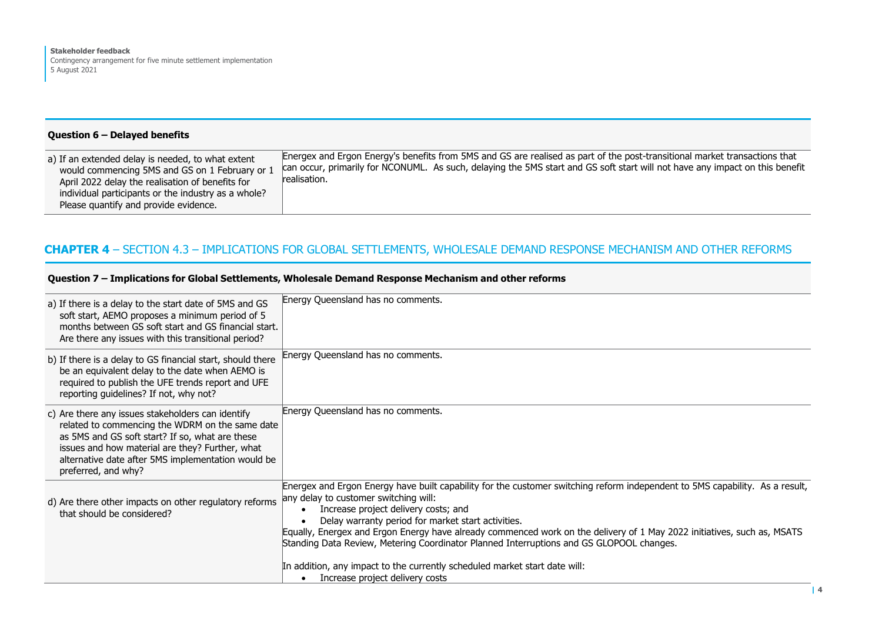| Question 6 – Delayed benefits | |
|---|---|
| a) If an extended delay is needed, to what extent would commencing 5MS and GS on 1 February or 1 April 2022 delay the realisation of benefits for individual participants or the industry as a whole? Please quantify and provide evidence. | Energex and Ergon Energy's benefits from 5MS and GS are realised as part of the post-transitional market transactions that can occur, primarily for NCONUML. As such, delaying the 5MS start and GS soft start will not have any impact on this benefit realisation. |

## CHAPTER 4 – SECTION 4.3 – IMPLICATIONS FOR GLOBAL SETTLEMENTS, WHOLESALE DEMAND RESPONSE MECHANISM AND OTHER REFORMS

| Question 7 – Implications for Global Settlements, Wholesale Demand Response Mechanism and other reforms | |
|---|---|
| a) If there is a delay to the start date of 5MS and GS soft start, AEMO proposes a minimum period of 5 months between GS soft start and GS financial start. Are there any issues with this transitional period? | Energy Queensland has no comments. |
| b) If there is a delay to GS financial start, should there be an equivalent delay to the date when AEMO is required to publish the UFE trends report and UFE reporting guidelines? If not, why not? | Energy Queensland has no comments. |
| c) Are there any issues stakeholders can identify related to commencing the WDRM on the same date as 5MS and GS soft start? If so, what are these issues and how material are they? Further, what alternative date after 5MS implementation would be preferred, and why? | Energy Queensland has no comments. |
| d) Are there other impacts on other regulatory reforms that should be considered? | Energex and Ergon Energy have built capability for the customer switching reform independent to 5MS capability. As a result, any delay to customer switching will:<br>• Increase project delivery costs; and<br>• Delay warranty period for market start activities.<br>Equally, Energex and Ergon Energy have already commenced work on the delivery of 1 May 2022 initiatives, such as, MSATS Standing Data Review, Metering Coordinator Planned Interruptions and GS GLOPOOL changes.<br><br>In addition, any impact to the currently scheduled market start date will:<br>• Increase project delivery costs |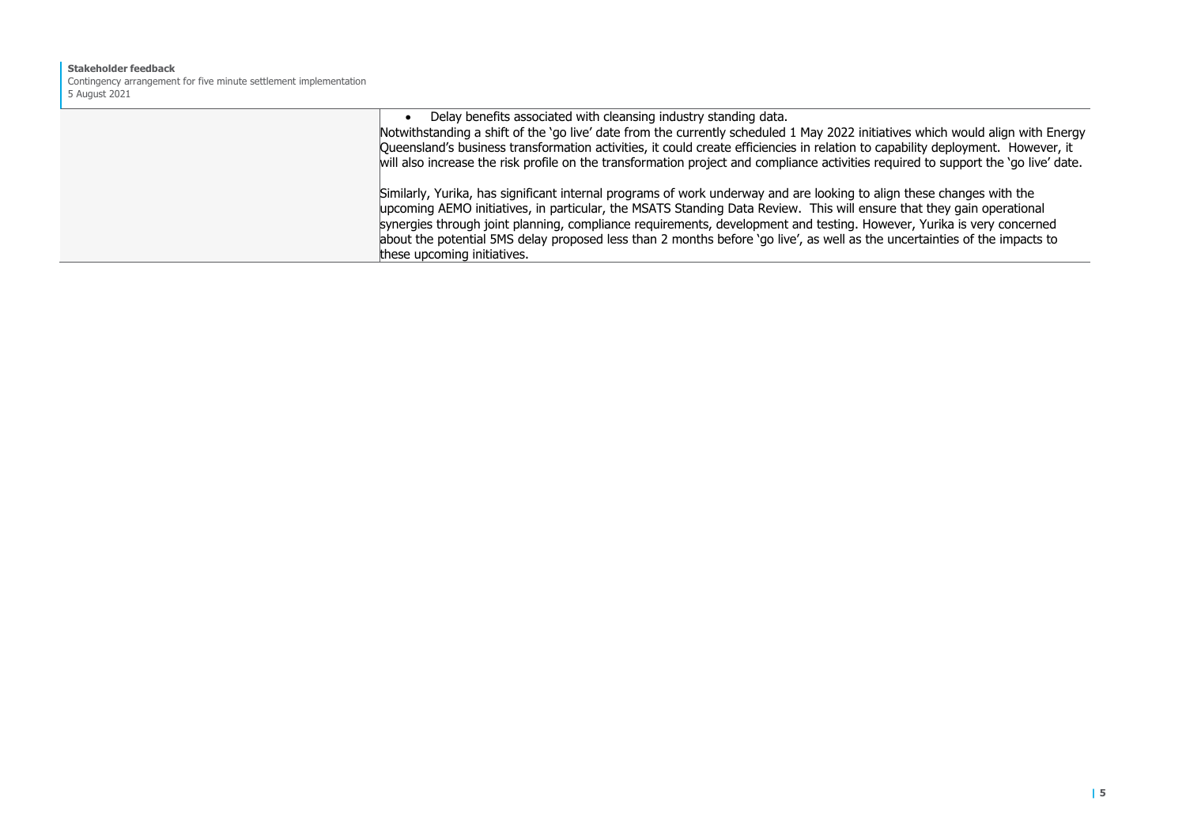| | |
|---|---|
| | • Delay benefits associated with cleansing industry standing data.<br>Notwithstanding a shift of the 'go live' date from the currently scheduled 1 May 2022 initiatives which would align with Energy Queensland's business transformation activities, it could create efficiencies in relation to capability deployment. However, it will also increase the risk profile on the transformation project and compliance activities required to support the 'go live' date.<br><br>Similarly, Yurika, has significant internal programs of work underway and are looking to align these changes with the upcoming AEMO initiatives, in particular, the MSATS Standing Data Review. This will ensure that they gain operational synergies through joint planning, compliance requirements, development and testing. However, Yurika is very concerned about the potential 5MS delay proposed less than 2 months before 'go live', as well as the uncertainties of the impacts to these upcoming initiatives. |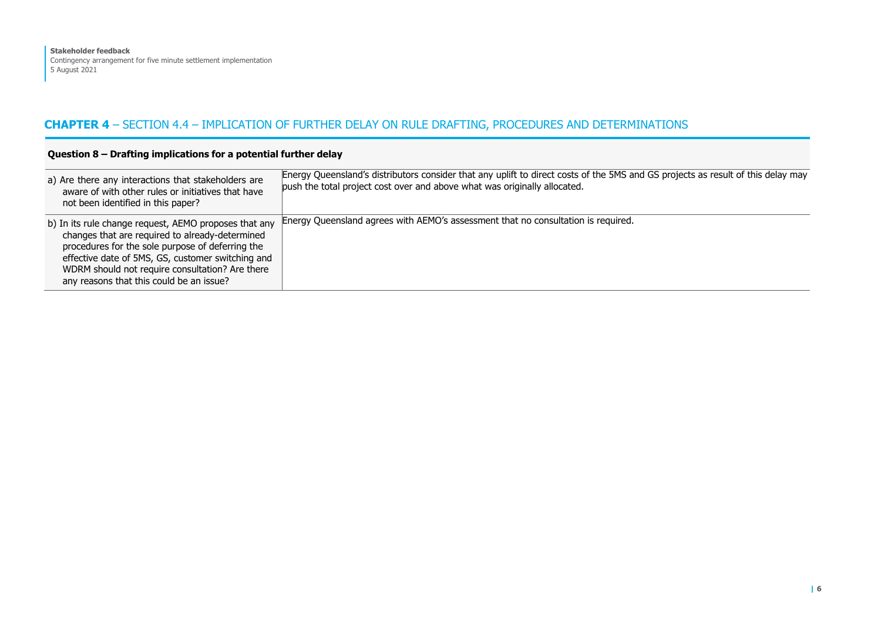## **CHAPTER 4** – SECTION 4.4 – IMPLICATION OF FURTHER DELAY ON RULE DRAFTING, PROCEDURES AND DETERMINATIONS

| **Question 8 – Drafting implications for a potential further delay** | |
|---|---|
| a) Are there any interactions that stakeholders are aware of with other rules or initiatives that have not been identified in this paper? | Energy Queensland's distributors consider that any uplift to direct costs of the 5MS and GS projects as result of this delay may push the total project cost over and above what was originally allocated. |
| b) In its rule change request, AEMO proposes that any changes that are required to already-determined procedures for the sole purpose of deferring the effective date of 5MS, GS, customer switching and WDRM should not require consultation? Are there any reasons that this could be an issue? | Energy Queensland agrees with AEMO's assessment that no consultation is required. |